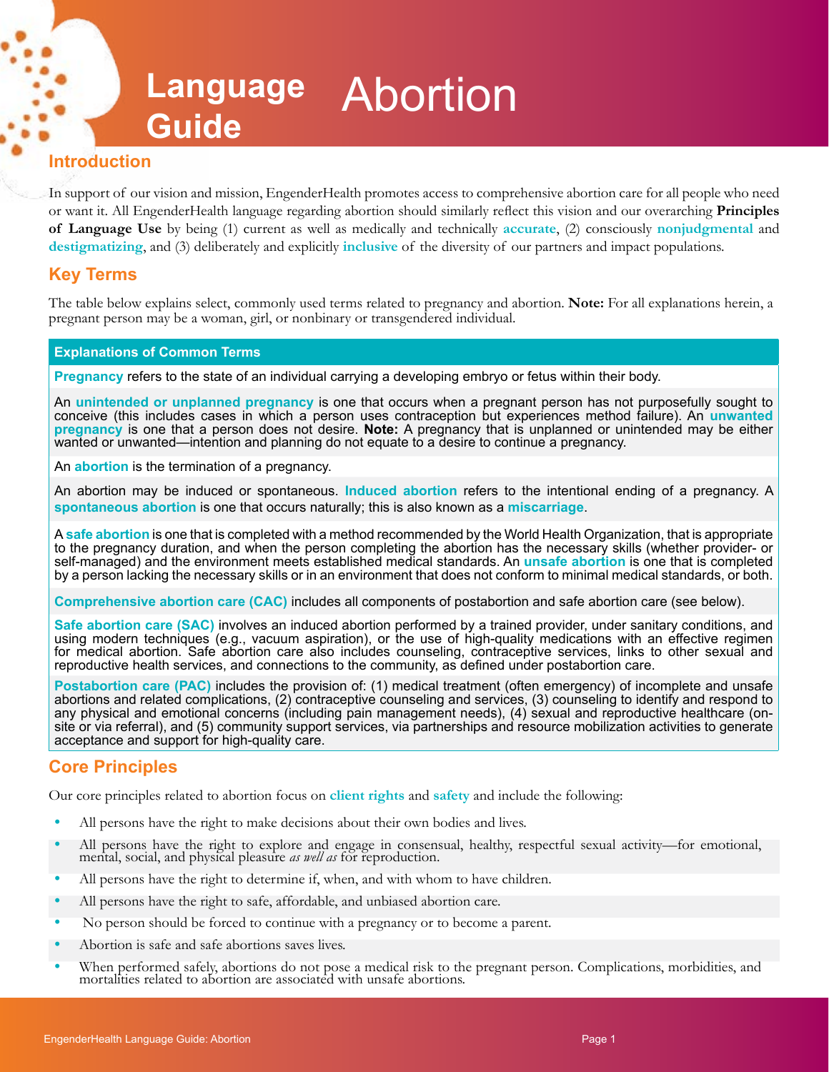# Language Guide Abortion

## Introduction

In support of our vision and mission, EngenderHealth promotes access to comprehensive abortion care for all people who need or want it. All EngenderHealth language regarding abortion should similarly reflect this vision and our overarching **Principles of Language Use** by being (1) current as well as medically and technically **accurate**, (2) consciously **nonjudgmental** and **destigmatizing**, and (3) deliberately and explicitly **inclusive** of the diversity of our partners and impact populations.

## Key Terms

The table below explains select, commonly used terms related to pregnancy and abortion. **Note:** For all explanations herein, a pregnant person may be a woman, girl, or nonbinary or transgendered individual.

| Explanations of Common Terms |
|---|
| **Pregnancy** refers to the state of an individual carrying a developing embryo or fetus within their body. |
| An **unintended or unplanned pregnancy** is one that occurs when a pregnant person has not purposefully sought to conceive (this includes cases in which a person uses contraception but experiences method failure). An **unwanted pregnancy** is one that a person does not desire. **Note:** A pregnancy that is unplanned or unintended may be either wanted or unwanted—intention and planning do not equate to a desire to continue a pregnancy. |
| An **abortion** is the termination of a pregnancy. |
| An abortion may be induced or spontaneous. **Induced abortion** refers to the intentional ending of a pregnancy. A **spontaneous abortion** is one that occurs naturally; this is also known as a **miscarriage**. |
| A **safe abortion** is one that is completed with a method recommended by the World Health Organization, that is appropriate to the pregnancy duration, and when the person completing the abortion has the necessary skills (whether provider- or self-managed) and the environment meets established medical standards. An **unsafe abortion** is one that is completed by a person lacking the necessary skills or in an environment that does not conform to minimal medical standards, or both. |
| **Comprehensive abortion care (CAC)** includes all components of postabortion and safe abortion care (see below). |
| **Safe abortion care (SAC)** involves an induced abortion performed by a trained provider, under sanitary conditions, and using modern techniques (e.g., vacuum aspiration), or the use of high-quality medications with an effective regimen for medical abortion. Safe abortion care also includes counseling, contraceptive services, links to other sexual and reproductive health services, and connections to the community, as defined under postabortion care. |
| **Postabortion care (PAC)** includes the provision of: (1) medical treatment (often emergency) of incomplete and unsafe abortions and related complications, (2) contraceptive counseling and services, (3) counseling to identify and respond to any physical and emotional concerns (including pain management needs), (4) sexual and reproductive healthcare (on-site or via referral), and (5) community support services, via partnerships and resource mobilization activities to generate acceptance and support for high-quality care. |

## Core Principles

Our core principles related to abortion focus on **client rights** and **safety** and include the following:

- All persons have the right to make decisions about their own bodies and lives.
- All persons have the right to explore and engage in consensual, healthy, respectful sexual activity—for emotional, mental, social, and physical pleasure *as well as* for reproduction.
- All persons have the right to determine if, when, and with whom to have children.
- All persons have the right to safe, affordable, and unbiased abortion care.
- No person should be forced to continue with a pregnancy or to become a parent.
- Abortion is safe and safe abortions saves lives.
- When performed safely, abortions do not pose a medical risk to the pregnant person. Complications, morbidities, and mortalities related to abortion are associated with unsafe abortions.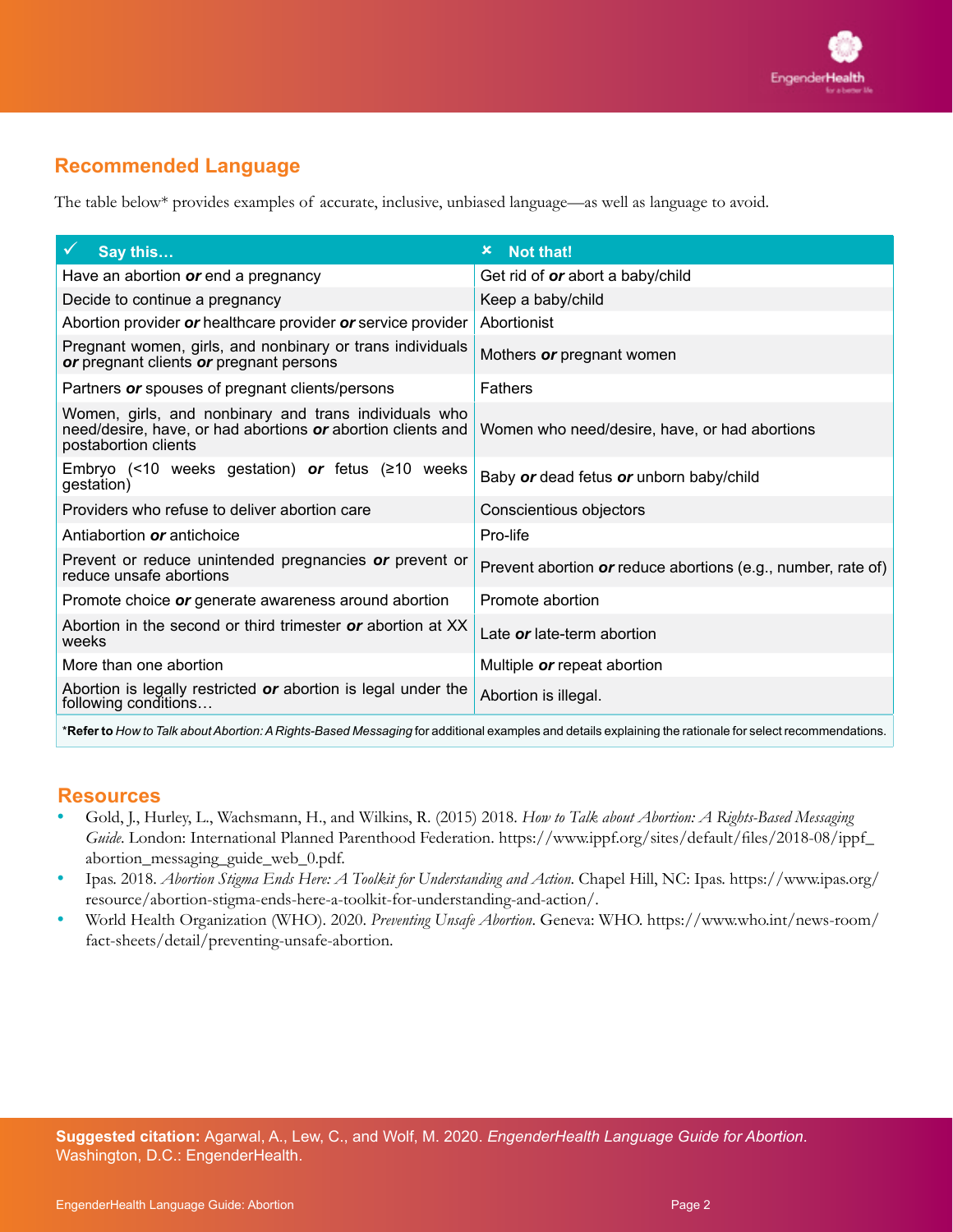## Recommended Language

The table below* provides examples of accurate, inclusive, unbiased language—as well as language to avoid.

| ✓ Say this… | ✗ Not that! |
|---|---|
| Have an abortion ***or*** end a pregnancy | Get rid of ***or*** abort a baby/child |
| Decide to continue a pregnancy | Keep a baby/child |
| Abortion provider ***or*** healthcare provider ***or*** service provider | Abortionist |
| Pregnant women, girls, and nonbinary or trans individuals ***or*** pregnant clients ***or*** pregnant persons | Mothers ***or*** pregnant women |
| Partners ***or*** spouses of pregnant clients/persons | Fathers |
| Women, girls, and nonbinary and trans individuals who need/desire, have, or had abortions ***or*** abortion clients and postabortion clients | Women who need/desire, have, or had abortions |
| Embryo (<10 weeks gestation) ***or*** fetus (≥10 weeks gestation) | Baby ***or*** dead fetus ***or*** unborn baby/child |
| Providers who refuse to deliver abortion care | Conscientious objectors |
| Antiabortion ***or*** antichoice | Pro-life |
| Prevent or reduce unintended pregnancies ***or*** prevent or reduce unsafe abortions | Prevent abortion ***or*** reduce abortions (e.g., number, rate of) |
| Promote choice ***or*** generate awareness around abortion | Promote abortion |
| Abortion in the second or third trimester ***or*** abortion at XX weeks | Late ***or*** late-term abortion |
| More than one abortion | Multiple ***or*** repeat abortion |
| Abortion is legally restricted ***or*** abortion is legal under the following conditions… | Abortion is illegal. |

*__Refer to__ *How to Talk about Abortion: A Rights-Based Messaging* for additional examples and details explaining the rationale for select recommendations.

## Resources

- Gold, J., Hurley, L., Wachsmann, H., and Wilkins, R. (2015) 2018. *How to Talk about Abortion: A Rights-Based Messaging Guide*. London: International Planned Parenthood Federation. https://www.ippf.org/sites/default/files/2018-08/ippf_abortion_messaging_guide_web_0.pdf.
- Ipas. 2018. *Abortion Stigma Ends Here: A Toolkit for Understanding and Action*. Chapel Hill, NC: Ipas. https://www.ipas.org/resource/abortion-stigma-ends-here-a-toolkit-for-understanding-and-action/.
- World Health Organization (WHO). 2020. *Preventing Unsafe Abortion*. Geneva: WHO. https://www.who.int/news-room/fact-sheets/detail/preventing-unsafe-abortion.

**Suggested citation:** Agarwal, A., Lew, C., and Wolf, M. 2020. *EngenderHealth Language Guide for Abortion*. Washington, D.C.: EngenderHealth.